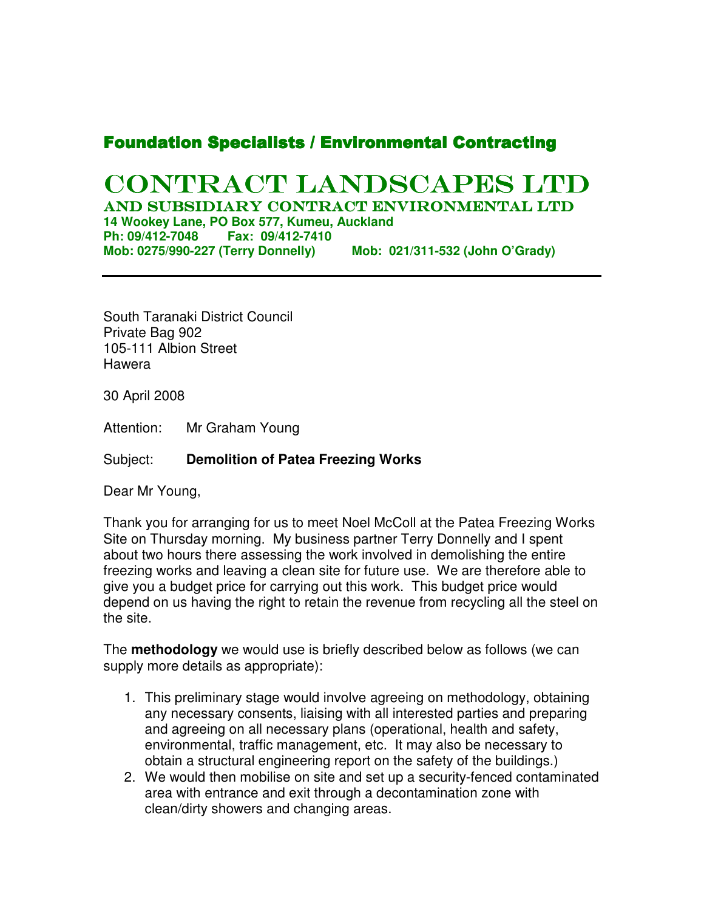**Foundation Specialists / Environmental Contracting**

# CONTRACT LANDSCAPES LTD

**AND SUBSIDIARY CONTRACT ENVIRONMENTAL LTD**
**14 Wookey Lane, PO Box 577, Kumeu, Auckland**
**Ph: 09/412-7048 Fax: 09/412-7410**
**Mob: 0275/990-227 (Terry Donnelly) Mob: 021/311-532 (John O'Grady)**

---

South Taranaki District Council
Private Bag 902
105-111 Albion Street
Hawera

30 April 2008

Attention: Mr Graham Young

Subject: **Demolition of Patea Freezing Works**

Dear Mr Young,

Thank you for arranging for us to meet Noel McColl at the Patea Freezing Works Site on Thursday morning. My business partner Terry Donnelly and I spent about two hours there assessing the work involved in demolishing the entire freezing works and leaving a clean site for future use. We are therefore able to give you a budget price for carrying out this work. This budget price would depend on us having the right to retain the revenue from recycling all the steel on the site.

The **methodology** we would use is briefly described below as follows (we can supply more details as appropriate):

1. This preliminary stage would involve agreeing on methodology, obtaining any necessary consents, liaising with all interested parties and preparing and agreeing on all necessary plans (operational, health and safety, environmental, traffic management, etc. It may also be necessary to obtain a structural engineering report on the safety of the buildings.)
2. We would then mobilise on site and set up a security-fenced contaminated area with entrance and exit through a decontamination zone with clean/dirty showers and changing areas.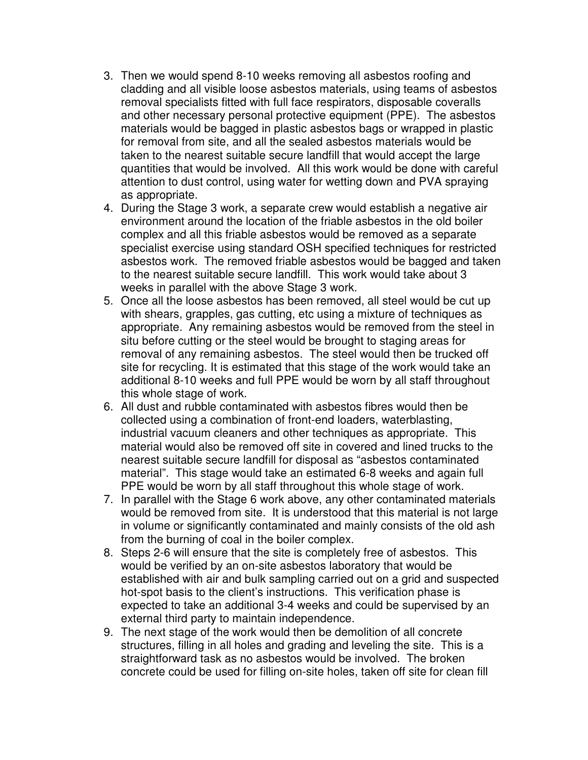3. Then we would spend 8-10 weeks removing all asbestos roofing and cladding and all visible loose asbestos materials, using teams of asbestos removal specialists fitted with full face respirators, disposable coveralls and other necessary personal protective equipment (PPE). The asbestos materials would be bagged in plastic asbestos bags or wrapped in plastic for removal from site, and all the sealed asbestos materials would be taken to the nearest suitable secure landfill that would accept the large quantities that would be involved. All this work would be done with careful attention to dust control, using water for wetting down and PVA spraying as appropriate.
4. During the Stage 3 work, a separate crew would establish a negative air environment around the location of the friable asbestos in the old boiler complex and all this friable asbestos would be removed as a separate specialist exercise using standard OSH specified techniques for restricted asbestos work. The removed friable asbestos would be bagged and taken to the nearest suitable secure landfill. This work would take about 3 weeks in parallel with the above Stage 3 work.
5. Once all the loose asbestos has been removed, all steel would be cut up with shears, grapples, gas cutting, etc using a mixture of techniques as appropriate. Any remaining asbestos would be removed from the steel in situ before cutting or the steel would be brought to staging areas for removal of any remaining asbestos. The steel would then be trucked off site for recycling. It is estimated that this stage of the work would take an additional 8-10 weeks and full PPE would be worn by all staff throughout this whole stage of work.
6. All dust and rubble contaminated with asbestos fibres would then be collected using a combination of front-end loaders, waterblasting, industrial vacuum cleaners and other techniques as appropriate. This material would also be removed off site in covered and lined trucks to the nearest suitable secure landfill for disposal as "asbestos contaminated material". This stage would take an estimated 6-8 weeks and again full PPE would be worn by all staff throughout this whole stage of work.
7. In parallel with the Stage 6 work above, any other contaminated materials would be removed from site. It is understood that this material is not large in volume or significantly contaminated and mainly consists of the old ash from the burning of coal in the boiler complex.
8. Steps 2-6 will ensure that the site is completely free of asbestos. This would be verified by an on-site asbestos laboratory that would be established with air and bulk sampling carried out on a grid and suspected hot-spot basis to the client's instructions. This verification phase is expected to take an additional 3-4 weeks and could be supervised by an external third party to maintain independence.
9. The next stage of the work would then be demolition of all concrete structures, filling in all holes and grading and leveling the site. This is a straightforward task as no asbestos would be involved. The broken concrete could be used for filling on-site holes, taken off site for clean fill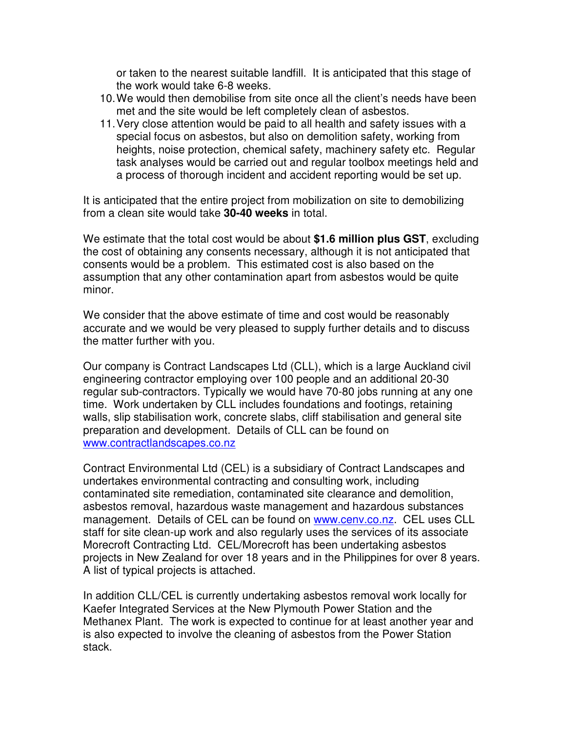or taken to the nearest suitable landfill. It is anticipated that this stage of the work would take 6-8 weeks.

10. We would then demobilise from site once all the client's needs have been met and the site would be left completely clean of asbestos.
11. Very close attention would be paid to all health and safety issues with a special focus on asbestos, but also on demolition safety, working from heights, noise protection, chemical safety, machinery safety etc. Regular task analyses would be carried out and regular toolbox meetings held and a process of thorough incident and accident reporting would be set up.

It is anticipated that the entire project from mobilization on site to demobilizing from a clean site would take **30-40 weeks** in total.

We estimate that the total cost would be about **$1.6 million plus GST**, excluding the cost of obtaining any consents necessary, although it is not anticipated that consents would be a problem. This estimated cost is also based on the assumption that any other contamination apart from asbestos would be quite minor.

We consider that the above estimate of time and cost would be reasonably accurate and we would be very pleased to supply further details and to discuss the matter further with you.

Our company is Contract Landscapes Ltd (CLL), which is a large Auckland civil engineering contractor employing over 100 people and an additional 20-30 regular sub-contractors. Typically we would have 70-80 jobs running at any one time. Work undertaken by CLL includes foundations and footings, retaining walls, slip stabilisation work, concrete slabs, cliff stabilisation and general site preparation and development. Details of CLL can be found on [www.contractlandscapes.co.nz](http://www.contractlandscapes.co.nz)

Contract Environmental Ltd (CEL) is a subsidiary of Contract Landscapes and undertakes environmental contracting and consulting work, including contaminated site remediation, contaminated site clearance and demolition, asbestos removal, hazardous waste management and hazardous substances management. Details of CEL can be found on [www.cenv.co.nz](http://www.cenv.co.nz). CEL uses CLL staff for site clean-up work and also regularly uses the services of its associate Morecroft Contracting Ltd. CEL/Morecroft has been undertaking asbestos projects in New Zealand for over 18 years and in the Philippines for over 8 years. A list of typical projects is attached.

In addition CLL/CEL is currently undertaking asbestos removal work locally for Kaefer Integrated Services at the New Plymouth Power Station and the Methanex Plant. The work is expected to continue for at least another year and is also expected to involve the cleaning of asbestos from the Power Station stack.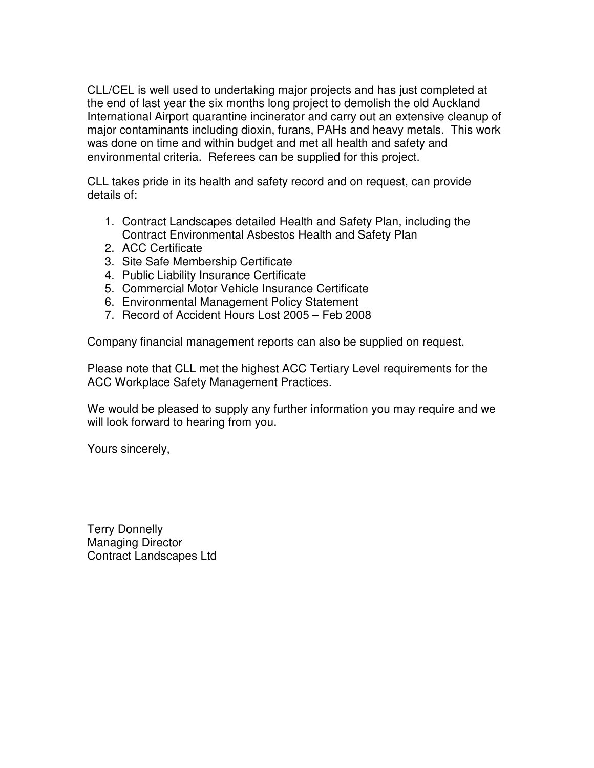CLL/CEL is well used to undertaking major projects and has just completed at the end of last year the six months long project to demolish the old Auckland International Airport quarantine incinerator and carry out an extensive cleanup of major contaminants including dioxin, furans, PAHs and heavy metals. This work was done on time and within budget and met all health and safety and environmental criteria. Referees can be supplied for this project.

CLL takes pride in its health and safety record and on request, can provide details of:

1. Contract Landscapes detailed Health and Safety Plan, including the Contract Environmental Asbestos Health and Safety Plan
2. ACC Certificate
3. Site Safe Membership Certificate
4. Public Liability Insurance Certificate
5. Commercial Motor Vehicle Insurance Certificate
6. Environmental Management Policy Statement
7. Record of Accident Hours Lost 2005 – Feb 2008

Company financial management reports can also be supplied on request.

Please note that CLL met the highest ACC Tertiary Level requirements for the ACC Workplace Safety Management Practices.

We would be pleased to supply any further information you may require and we will look forward to hearing from you.

Yours sincerely,

Terry Donnelly
Managing Director
Contract Landscapes Ltd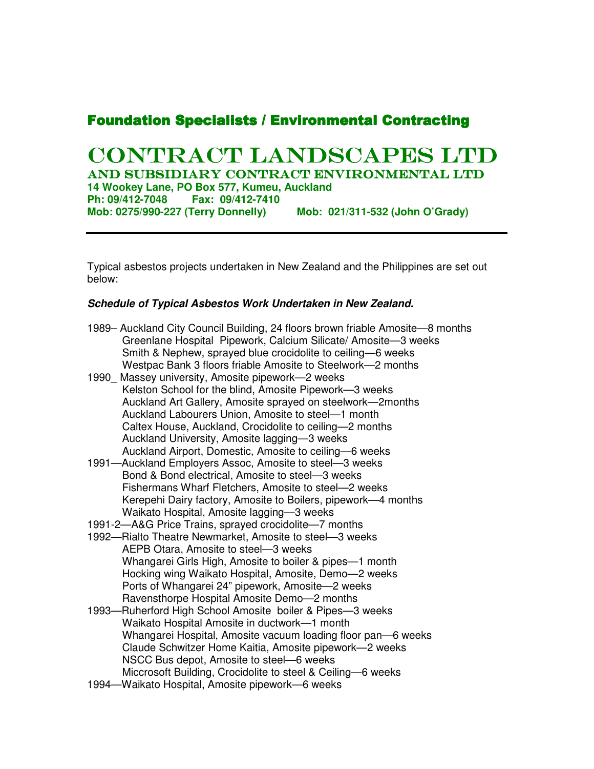## Foundation Specialists / Environmental Contracting

# CONTRACT LANDSCAPES LTD

### AND SUBSIDIARY CONTRACT ENVIRONMENTAL LTD

**14 Wookey Lane, PO Box 577, Kumeu, Auckland**
**Ph: 09/412-7048 Fax: 09/412-7410**
**Mob: 0275/990-227 (Terry Donnelly) Mob: 021/311-532 (John O'Grady)**

---

Typical asbestos projects undertaken in New Zealand and the Philippines are set out below:

***Schedule of Typical Asbestos Work Undertaken in New Zealand.***

1989– Auckland City Council Building, 24 floors brown friable Amosite—8 months
Greenlane Hospital Pipework, Calcium Silicate/ Amosite—3 weeks
Smith & Nephew, sprayed blue crocidolite to ceiling—6 weeks
Westpac Bank 3 floors friable Amosite to Steelwork—2 months
1990_ Massey university, Amosite pipework—2 weeks
Kelston School for the blind, Amosite Pipework—3 weeks
Auckland Art Gallery, Amosite sprayed on steelwork—2months
Auckland Labourers Union, Amosite to steel—1 month
Caltex House, Auckland, Crocidolite to ceiling—2 months
Auckland University, Amosite lagging—3 weeks
Auckland Airport, Domestic, Amosite to ceiling—6 weeks
1991—Auckland Employers Assoc, Amosite to steel—3 weeks
Bond & Bond electrical, Amosite to steel—3 weeks
Fishermans Wharf Fletchers, Amosite to steel—2 weeks
Kerepehi Dairy factory, Amosite to Boilers, pipework—4 months
Waikato Hospital, Amosite lagging—3 weeks
1991-2—A&G Price Trains, sprayed crocidolite—7 months
1992—Rialto Theatre Newmarket, Amosite to steel—3 weeks
AEPB Otara, Amosite to steel—3 weeks
Whangarei Girls High, Amosite to boiler & pipes—1 month
Hocking wing Waikato Hospital, Amosite, Demo—2 weeks
Ports of Whangarei 24" pipework, Amosite—2 weeks
Ravensthorpe Hospital Amosite Demo—2 months
1993—Ruherford High School Amosite boiler & Pipes—3 weeks
Waikato Hospital Amosite in ductwork—1 month
Whangarei Hospital, Amosite vacuum loading floor pan—6 weeks
Claude Schwitzer Home Kaitia, Amosite pipework—2 weeks
NSCC Bus depot, Amosite to steel—6 weeks
Miccrosoft Building, Crocidolite to steel & Ceiling—6 weeks
1994—Waikato Hospital, Amosite pipework—6 weeks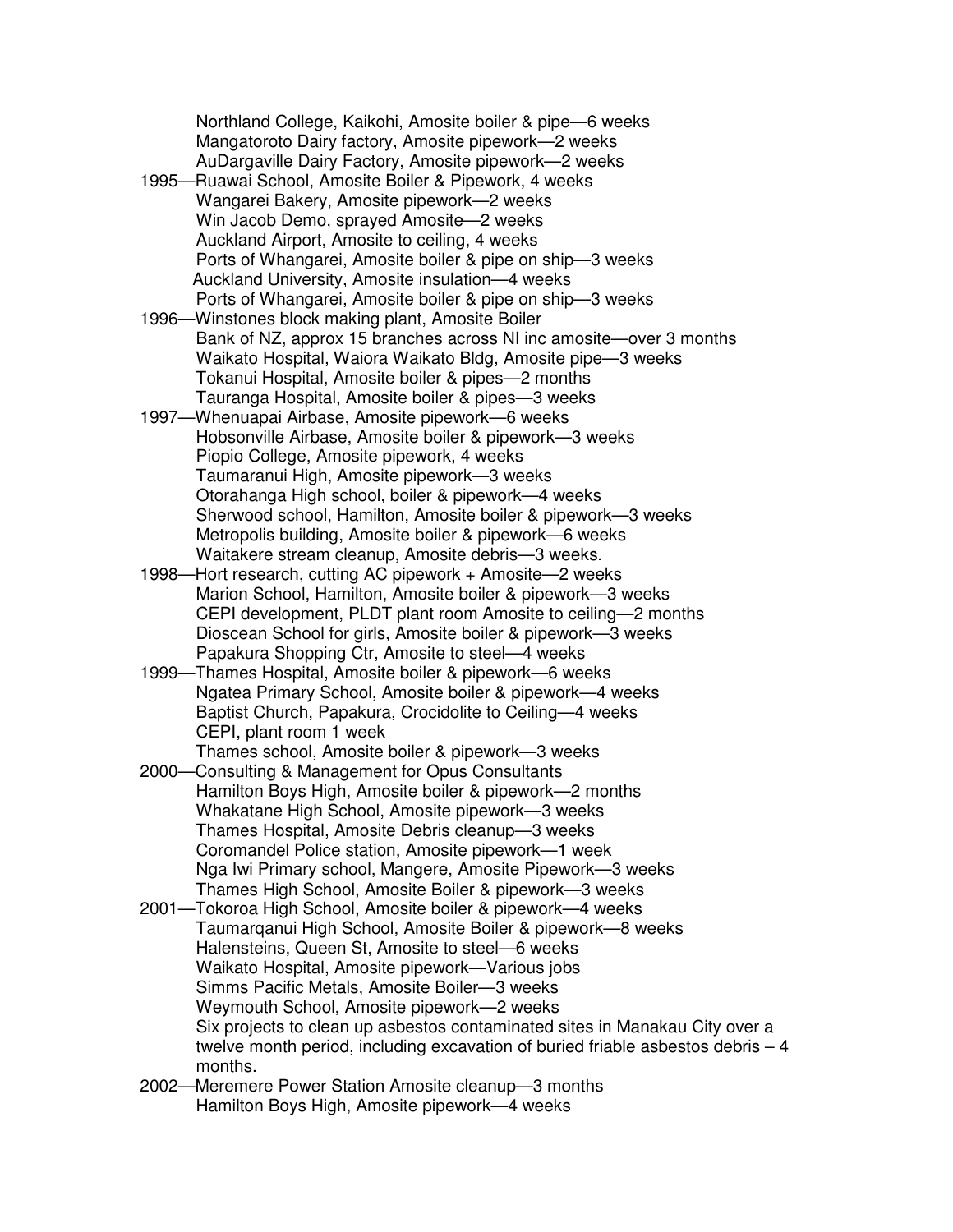Northland College, Kaikohi, Amosite boiler & pipe—6 weeks
Mangatoroto Dairy factory, Amosite pipework—2 weeks
AuDargaville Dairy Factory, Amosite pipework—2 weeks

1995—Ruawai School, Amosite Boiler & Pipework, 4 weeks
Wangarei Bakery, Amosite pipework—2 weeks
Win Jacob Demo, sprayed Amosite—2 weeks
Auckland Airport, Amosite to ceiling, 4 weeks
Ports of Whangarei, Amosite boiler & pipe on ship—3 weeks
Auckland University, Amosite insulation—4 weeks
Ports of Whangarei, Amosite boiler & pipe on ship—3 weeks

1996—Winstones block making plant, Amosite Boiler
Bank of NZ, approx 15 branches across NI inc amosite—over 3 months
Waikato Hospital, Waiora Waikato Bldg, Amosite pipe—3 weeks
Tokanui Hospital, Amosite boiler & pipes—2 months
Tauranga Hospital, Amosite boiler & pipes—3 weeks

1997—Whenuapai Airbase, Amosite pipework—6 weeks
Hobsonville Airbase, Amosite boiler & pipework—3 weeks
Piopio College, Amosite pipework, 4 weeks
Taumaranui High, Amosite pipework—3 weeks
Otorahanga High school, boiler & pipework—4 weeks
Sherwood school, Hamilton, Amosite boiler & pipework—3 weeks
Metropolis building, Amosite boiler & pipework—6 weeks
Waitakere stream cleanup, Amosite debris—3 weeks.

1998—Hort research, cutting AC pipework + Amosite—2 weeks
Marion School, Hamilton, Amosite boiler & pipework—3 weeks
CEPI development, PLDT plant room Amosite to ceiling—2 months
Dioscean School for girls, Amosite boiler & pipework—3 weeks
Papakura Shopping Ctr, Amosite to steel—4 weeks

1999—Thames Hospital, Amosite boiler & pipework—6 weeks
Ngatea Primary School, Amosite boiler & pipework—4 weeks
Baptist Church, Papakura, Crocidolite to Ceiling—4 weeks
CEPI, plant room 1 week
Thames school, Amosite boiler & pipework—3 weeks

2000—Consulting & Management for Opus Consultants
Hamilton Boys High, Amosite boiler & pipework—2 months
Whakatane High School, Amosite pipework—3 weeks
Thames Hospital, Amosite Debris cleanup—3 weeks
Coromandel Police station, Amosite pipework—1 week
Nga Iwi Primary school, Mangere, Amosite Pipework—3 weeks
Thames High School, Amosite Boiler & pipework—3 weeks

2001—Tokoroa High School, Amosite boiler & pipework—4 weeks
Taumarqanui High School, Amosite Boiler & pipework—8 weeks
Halensteins, Queen St, Amosite to steel—6 weeks
Waikato Hospital, Amosite pipework—Various jobs
Simms Pacific Metals, Amosite Boiler—3 weeks
Weymouth School, Amosite pipework—2 weeks
Six projects to clean up asbestos contaminated sites in Manakau City over a twelve month period, including excavation of buried friable asbestos debris – 4 months.

2002—Meremere Power Station Amosite cleanup—3 months
Hamilton Boys High, Amosite pipework—4 weeks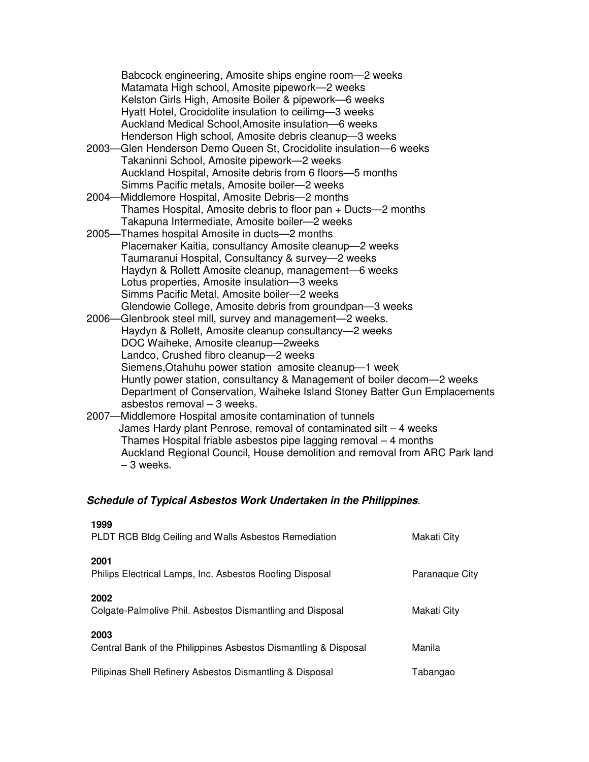Babcock engineering, Amosite ships engine room—2 weeks
Matamata High school, Amosite pipework—2 weeks
Kelston Girls High, Amosite Boiler & pipework—6 weeks
Hyatt Hotel, Crocidolite insulation to ceilimg—3 weeks
Auckland Medical School,Amosite insulation—6 weeks
Henderson High school, Amosite debris cleanup—3 weeks

2003—Glen Henderson Demo Queen St, Crocidolite insulation—6 weeks
Takaninni School, Amosite pipework—2 weeks
Auckland Hospital, Amosite debris from 6 floors—5 months
Simms Pacific metals, Amosite boiler—2 weeks

2004—Middlemore Hospital, Amosite Debris—2 months
Thames Hospital, Amosite debris to floor pan + Ducts—2 months
Takapuna Intermediate, Amosite boiler—2 weeks

2005—Thames hospital Amosite in ducts—2 months
Placemaker Kaitia, consultancy Amosite cleanup—2 weeks
Taumaranui Hospital, Consultancy & survey—2 weeks
Haydyn & Rollett Amosite cleanup, management—6 weeks
Lotus properties, Amosite insulation—3 weeks
Simms Pacific Metal, Amosite boiler—2 weeks
Glendowie College, Amosite debris from groundpan—3 weeks

2006—Glenbrook steel mill, survey and management—2 weeks.
Haydyn & Rollett, Amosite cleanup consultancy—2 weeks
DOC Waiheke, Amosite cleanup—2weeks
Landco, Crushed fibro cleanup—2 weeks
Siemens,Otahuhu power station amosite cleanup—1 week
Huntly power station, consultancy & Management of boiler decom—2 weeks
Department of Conservation, Waiheke Island Stoney Batter Gun Emplacements asbestos removal – 3 weeks.

2007—Middlemore Hospital amosite contamination of tunnels
James Hardy plant Penrose, removal of contaminated silt – 4 weeks
Thames Hospital friable asbestos pipe lagging removal – 4 months
Auckland Regional Council, House demolition and removal from ARC Park land – 3 weeks.

***Schedule of Typical Asbestos Work Undertaken in the Philippines*.**

**1999**
PLDT RCB Bldg Ceiling and Walls Asbestos Remediation — Makati City

**2001**
Philips Electrical Lamps, Inc. Asbestos Roofing Disposal — Paranaque City

**2002**
Colgate-Palmolive Phil. Asbestos Dismantling and Disposal — Makati City

**2003**
Central Bank of the Philippines Asbestos Dismantling & Disposal — Manila

Pilipinas Shell Refinery Asbestos Dismantling & Disposal — Tabangao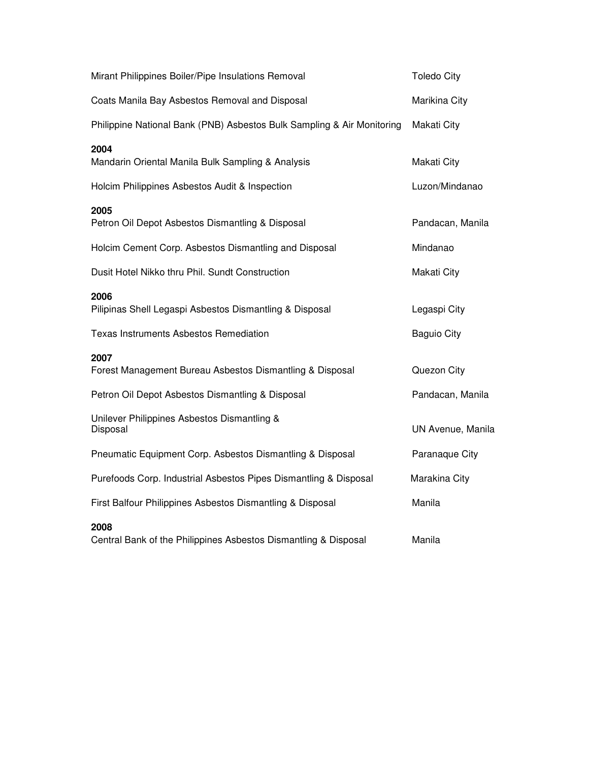| | |
|---|---|
| Mirant Philippines Boiler/Pipe Insulations Removal | Toledo City |
| Coats Manila Bay Asbestos Removal and Disposal | Marikina City |
| Philippine National Bank (PNB) Asbestos Bulk Sampling & Air Monitoring | Makati City |
| **2004** | |
| Mandarin Oriental Manila Bulk Sampling & Analysis | Makati City |
| Holcim Philippines Asbestos Audit & Inspection | Luzon/Mindanao |
| **2005** | |
| Petron Oil Depot Asbestos Dismantling & Disposal | Pandacan, Manila |
| Holcim Cement Corp. Asbestos Dismantling and Disposal | Mindanao |
| Dusit Hotel Nikko thru Phil. Sundt Construction | Makati City |
| **2006** | |
| Pilipinas Shell Legaspi Asbestos Dismantling & Disposal | Legaspi City |
| Texas Instruments Asbestos Remediation | Baguio City |
| **2007** | |
| Forest Management Bureau Asbestos Dismantling & Disposal | Quezon City |
| Petron Oil Depot Asbestos Dismantling & Disposal | Pandacan, Manila |
| Unilever Philippines Asbestos Dismantling & Disposal | UN Avenue, Manila |
| Pneumatic Equipment Corp. Asbestos Dismantling & Disposal | Paranaque City |
| Purefoods Corp. Industrial Asbestos Pipes Dismantling & Disposal | Marakina City |
| First Balfour Philippines Asbestos Dismantling & Disposal | Manila |
| **2008** | |
| Central Bank of the Philippines Asbestos Dismantling & Disposal | Manila |